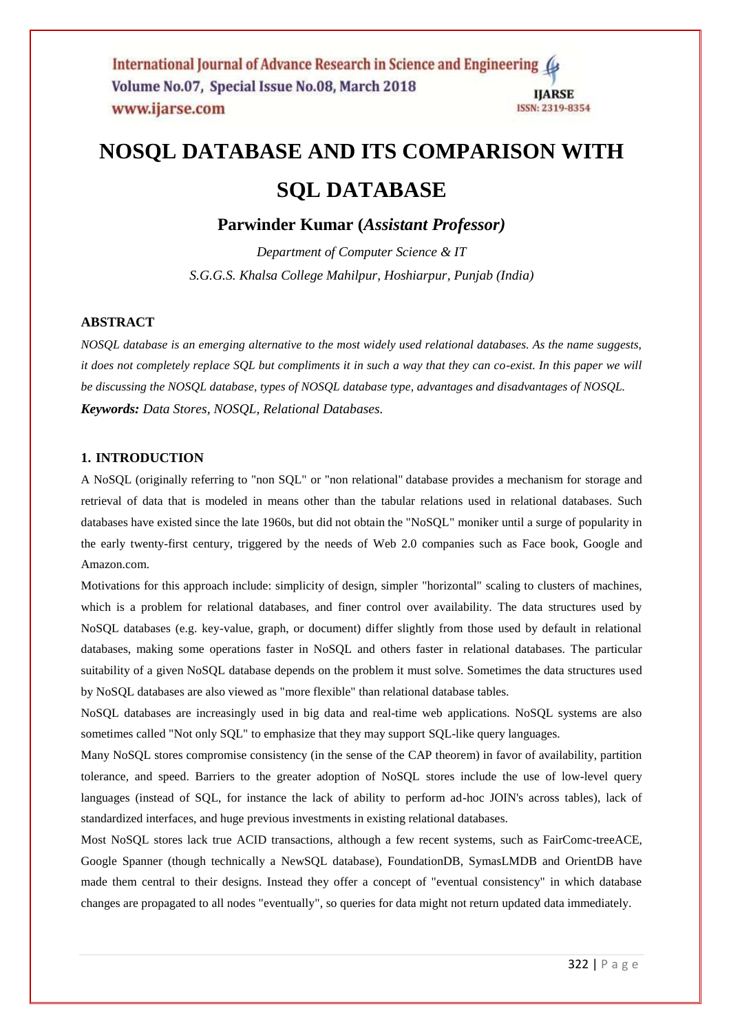# NOSQL DATABASE AND ITS COMPARISON WITH SQL DATABASE

**Parwinder Kumar (*Assistant Professor)***

*Department of Computer Science & IT*

*S.G.G.S. Khalsa College Mahilpur, Hoshiarpur, Punjab (India)*

## ABSTRACT

*NOSQL database is an emerging alternative to the most widely used relational databases. As the name suggests, it does not completely replace SQL but compliments it in such a way that they can co-exist. In this paper we will be discussing the NOSQL database, types of NOSQL database type, advantages and disadvantages of NOSQL.*

***Keywords:*** *Data Stores, NOSQL, Relational Databases.*

## 1. INTRODUCTION

A NoSQL (originally referring to "non SQL" or "non relational" database provides a mechanism for storage and retrieval of data that is modeled in means other than the tabular relations used in relational databases. Such databases have existed since the late 1960s, but did not obtain the "NoSQL" moniker until a surge of popularity in the early twenty-first century, triggered by the needs of Web 2.0 companies such as Face book, Google and Amazon.com.

Motivations for this approach include: simplicity of design, simpler "horizontal" scaling to clusters of machines, which is a problem for relational databases, and finer control over availability. The data structures used by NoSQL databases (e.g. key-value, graph, or document) differ slightly from those used by default in relational databases, making some operations faster in NoSQL and others faster in relational databases. The particular suitability of a given NoSQL database depends on the problem it must solve. Sometimes the data structures used by NoSQL databases are also viewed as "more flexible" than relational database tables.

NoSQL databases are increasingly used in big data and real-time web applications. NoSQL systems are also sometimes called "Not only SQL" to emphasize that they may support SQL-like query languages.

Many NoSQL stores compromise consistency (in the sense of the CAP theorem) in favor of availability, partition tolerance, and speed. Barriers to the greater adoption of NoSQL stores include the use of low-level query languages (instead of SQL, for instance the lack of ability to perform ad-hoc JOIN's across tables), lack of standardized interfaces, and huge previous investments in existing relational databases.

Most NoSQL stores lack true ACID transactions, although a few recent systems, such as FairComc-treeACE, Google Spanner (though technically a NewSQL database), FoundationDB, SymasLMDB and OrientDB have made them central to their designs. Instead they offer a concept of "eventual consistency" in which database changes are propagated to all nodes "eventually", so queries for data might not return updated data immediately.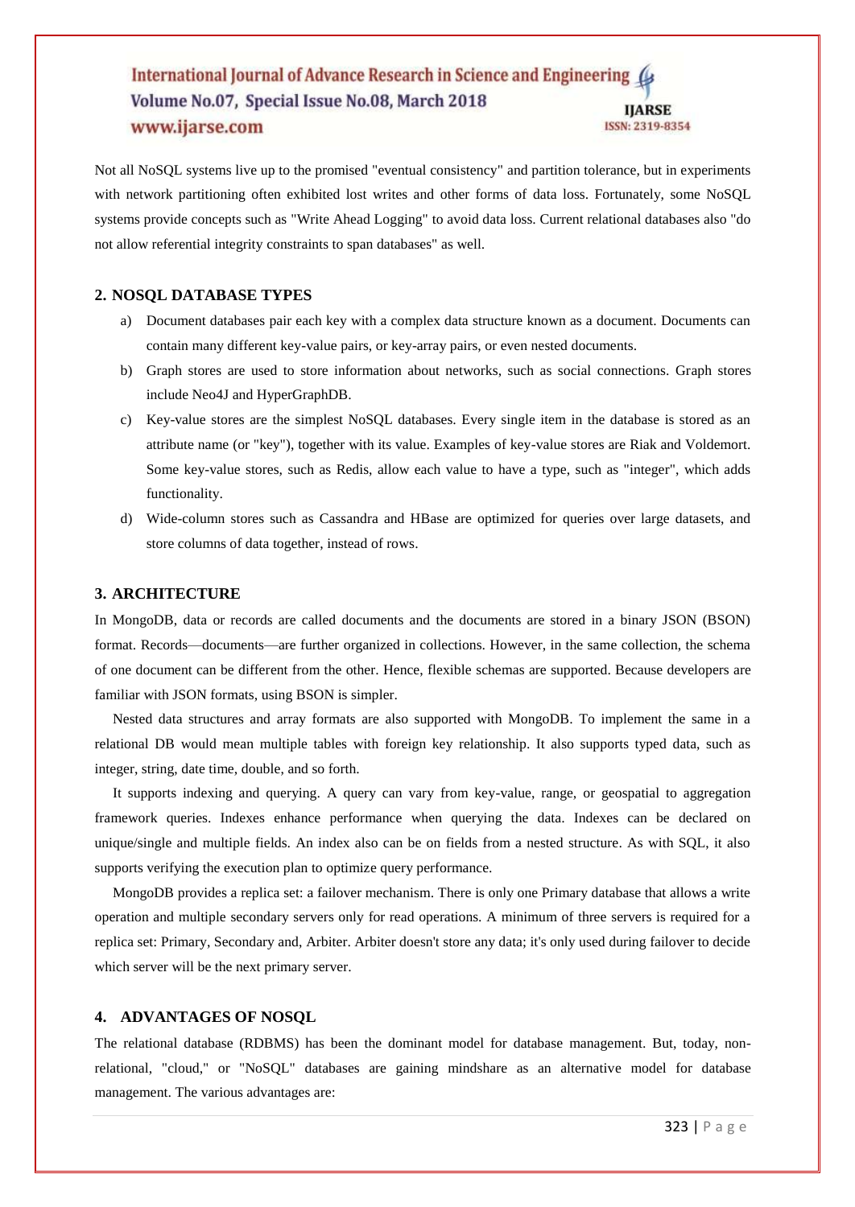Not all NoSQL systems live up to the promised "eventual consistency" and partition tolerance, but in experiments with network partitioning often exhibited lost writes and other forms of data loss. Fortunately, some NoSQL systems provide concepts such as "Write Ahead Logging" to avoid data loss. Current relational databases also "do not allow referential integrity constraints to span databases" as well.

## 2. NOSQL DATABASE TYPES

a) Document databases pair each key with a complex data structure known as a document. Documents can contain many different key-value pairs, or key-array pairs, or even nested documents.

b) Graph stores are used to store information about networks, such as social connections. Graph stores include Neo4J and HyperGraphDB.

c) Key-value stores are the simplest NoSQL databases. Every single item in the database is stored as an attribute name (or "key"), together with its value. Examples of key-value stores are Riak and Voldemort. Some key-value stores, such as Redis, allow each value to have a type, such as "integer", which adds functionality.

d) Wide-column stores such as Cassandra and HBase are optimized for queries over large datasets, and store columns of data together, instead of rows.

## 3. ARCHITECTURE

In MongoDB, data or records are called documents and the documents are stored in a binary JSON (BSON) format. Records—documents—are further organized in collections. However, in the same collection, the schema of one document can be different from the other. Hence, flexible schemas are supported. Because developers are familiar with JSON formats, using BSON is simpler.

Nested data structures and array formats are also supported with MongoDB. To implement the same in a relational DB would mean multiple tables with foreign key relationship. It also supports typed data, such as integer, string, date time, double, and so forth.

It supports indexing and querying. A query can vary from key-value, range, or geospatial to aggregation framework queries. Indexes enhance performance when querying the data. Indexes can be declared on unique/single and multiple fields. An index also can be on fields from a nested structure. As with SQL, it also supports verifying the execution plan to optimize query performance.

MongoDB provides a replica set: a failover mechanism. There is only one Primary database that allows a write operation and multiple secondary servers only for read operations. A minimum of three servers is required for a replica set: Primary, Secondary and, Arbiter. Arbiter doesn't store any data; it's only used during failover to decide which server will be the next primary server.

## 4. ADVANTAGES OF NOSQL

The relational database (RDBMS) has been the dominant model for database management. But, today, non-relational, "cloud," or "NoSQL" databases are gaining mindshare as an alternative model for database management. The various advantages are: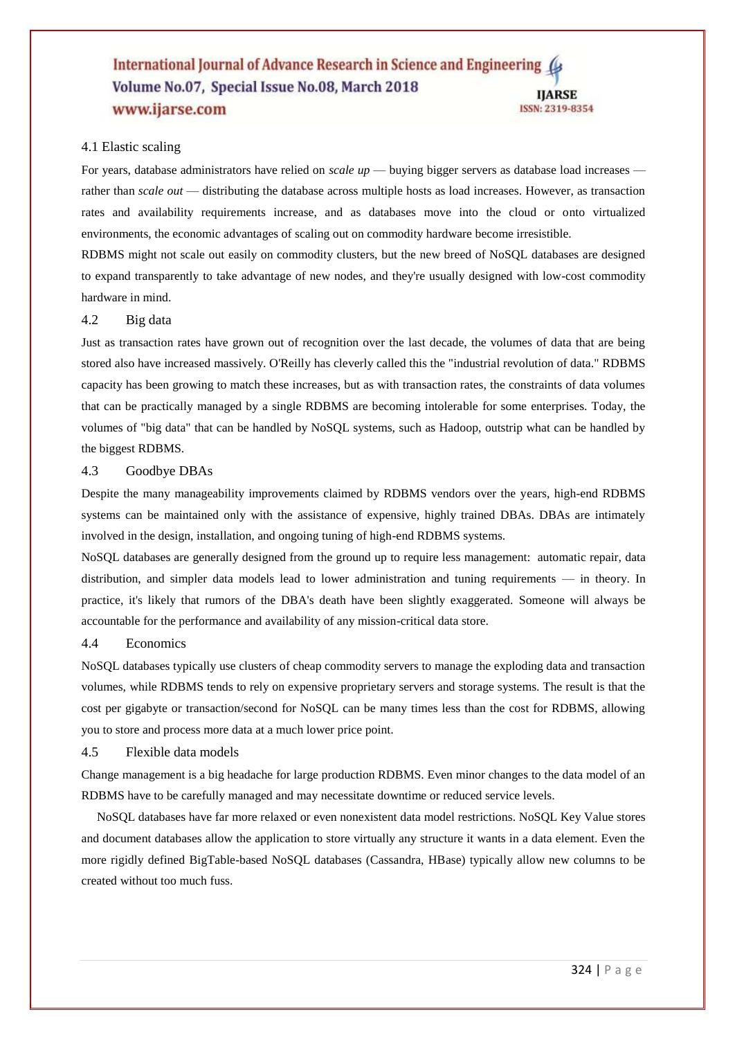### 4.1 Elastic scaling

For years, database administrators have relied on *scale up* — buying bigger servers as database load increases — rather than *scale out* — distributing the database across multiple hosts as load increases. However, as transaction rates and availability requirements increase, and as databases move into the cloud or onto virtualized environments, the economic advantages of scaling out on commodity hardware become irresistible.

RDBMS might not scale out easily on commodity clusters, but the new breed of NoSQL databases are designed to expand transparently to take advantage of new nodes, and they're usually designed with low-cost commodity hardware in mind.

### 4.2 Big data

Just as transaction rates have grown out of recognition over the last decade, the volumes of data that are being stored also have increased massively. O'Reilly has cleverly called this the "industrial revolution of data." RDBMS capacity has been growing to match these increases, but as with transaction rates, the constraints of data volumes that can be practically managed by a single RDBMS are becoming intolerable for some enterprises. Today, the volumes of "big data" that can be handled by NoSQL systems, such as Hadoop, outstrip what can be handled by the biggest RDBMS.

### 4.3 Goodbye DBAs

Despite the many manageability improvements claimed by RDBMS vendors over the years, high-end RDBMS systems can be maintained only with the assistance of expensive, highly trained DBAs. DBAs are intimately involved in the design, installation, and ongoing tuning of high-end RDBMS systems.

NoSQL databases are generally designed from the ground up to require less management: automatic repair, data distribution, and simpler data models lead to lower administration and tuning requirements — in theory. In practice, it's likely that rumors of the DBA's death have been slightly exaggerated. Someone will always be accountable for the performance and availability of any mission-critical data store.

### 4.4 Economics

NoSQL databases typically use clusters of cheap commodity servers to manage the exploding data and transaction volumes, while RDBMS tends to rely on expensive proprietary servers and storage systems. The result is that the cost per gigabyte or transaction/second for NoSQL can be many times less than the cost for RDBMS, allowing you to store and process more data at a much lower price point.

### 4.5 Flexible data models

Change management is a big headache for large production RDBMS. Even minor changes to the data model of an RDBMS have to be carefully managed and may necessitate downtime or reduced service levels.

NoSQL databases have far more relaxed or even nonexistent data model restrictions. NoSQL Key Value stores and document databases allow the application to store virtually any structure it wants in a data element. Even the more rigidly defined BigTable-based NoSQL databases (Cassandra, HBase) typically allow new columns to be created without too much fuss.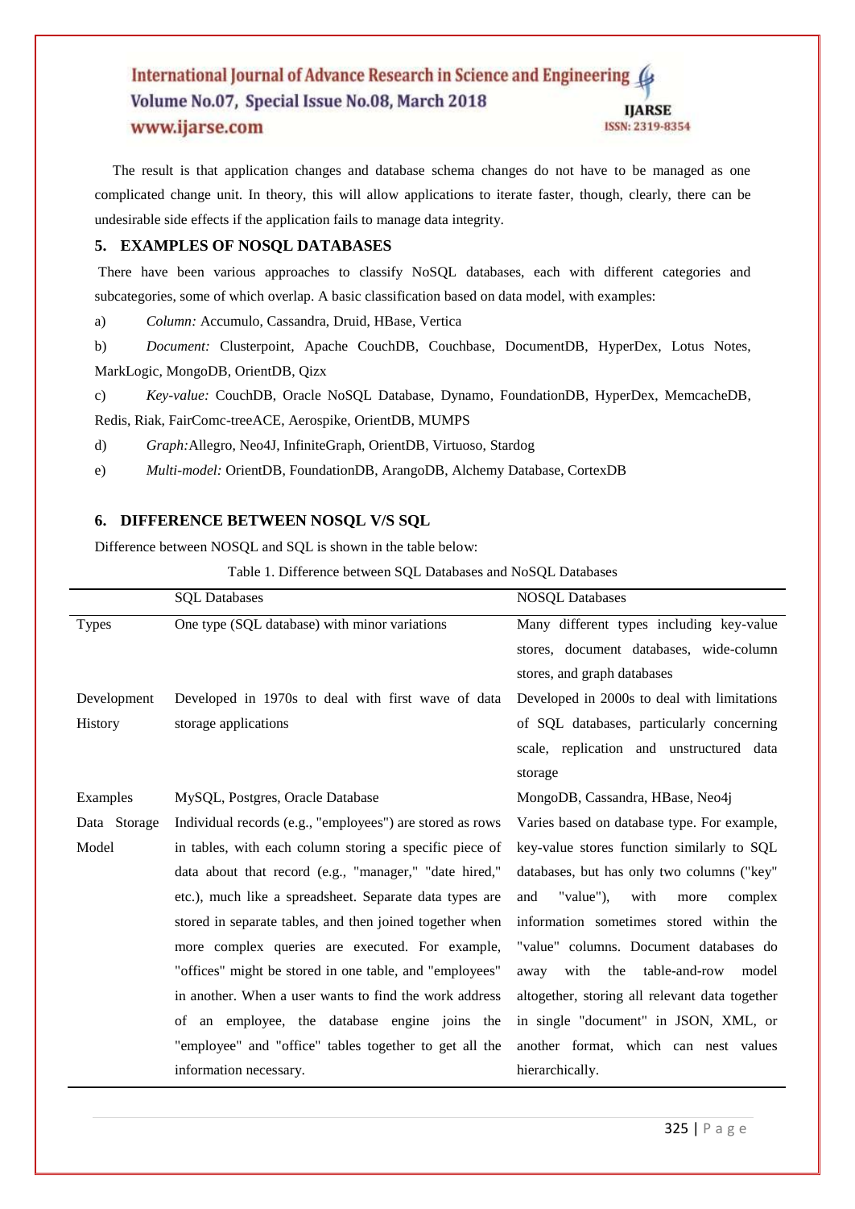The result is that application changes and database schema changes do not have to be managed as one complicated change unit. In theory, this will allow applications to iterate faster, though, clearly, there can be undesirable side effects if the application fails to manage data integrity.

## 5. EXAMPLES OF NOSQL DATABASES

There have been various approaches to classify NoSQL databases, each with different categories and subcategories, some of which overlap. A basic classification based on data model, with examples:

a) *Column:* Accumulo, Cassandra, Druid, HBase, Vertica

b) *Document:* Clusterpoint, Apache CouchDB, Couchbase, DocumentDB, HyperDex, Lotus Notes, MarkLogic, MongoDB, OrientDB, Qizx

c) *Key-value:* CouchDB, Oracle NoSQL Database, Dynamo, FoundationDB, HyperDex, MemcacheDB, Redis, Riak, FairComc-treeACE, Aerospike, OrientDB, MUMPS

d) *Graph:*Allegro, Neo4J, InfiniteGraph, OrientDB, Virtuoso, Stardog

e) *Multi-model:* OrientDB, FoundationDB, ArangoDB, Alchemy Database, CortexDB

## 6. DIFFERENCE BETWEEN NOSQL V/S SQL

Difference between NOSQL and SQL is shown in the table below:

Table 1. Difference between SQL Databases and NoSQL Databases

| | SQL Databases | NOSQL Databases |
|---|---|---|
| Types | One type (SQL database) with minor variations | Many different types including key-value stores, document databases, wide-column stores, and graph databases |
| Development History | Developed in 1970s to deal with first wave of data storage applications | Developed in 2000s to deal with limitations of SQL databases, particularly concerning scale, replication and unstructured data storage |
| Examples | MySQL, Postgres, Oracle Database | MongoDB, Cassandra, HBase, Neo4j |
| Data Storage Model | Individual records (e.g., "employees") are stored as rows in tables, with each column storing a specific piece of data about that record (e.g., "manager," "date hired," etc.), much like a spreadsheet. Separate data types are stored in separate tables, and then joined together when more complex queries are executed. For example, "offices" might be stored in one table, and "employees" in another. When a user wants to find the work address of an employee, the database engine joins the "employee" and "office" tables together to get all the information necessary. | Varies based on database type. For example, key-value stores function similarly to SQL databases, but has only two columns ("key" and "value"), with more complex information sometimes stored within the "value" columns. Document databases do away with the table-and-row model altogether, storing all relevant data together in single "document" in JSON, XML, or another format, which can nest values hierarchically. |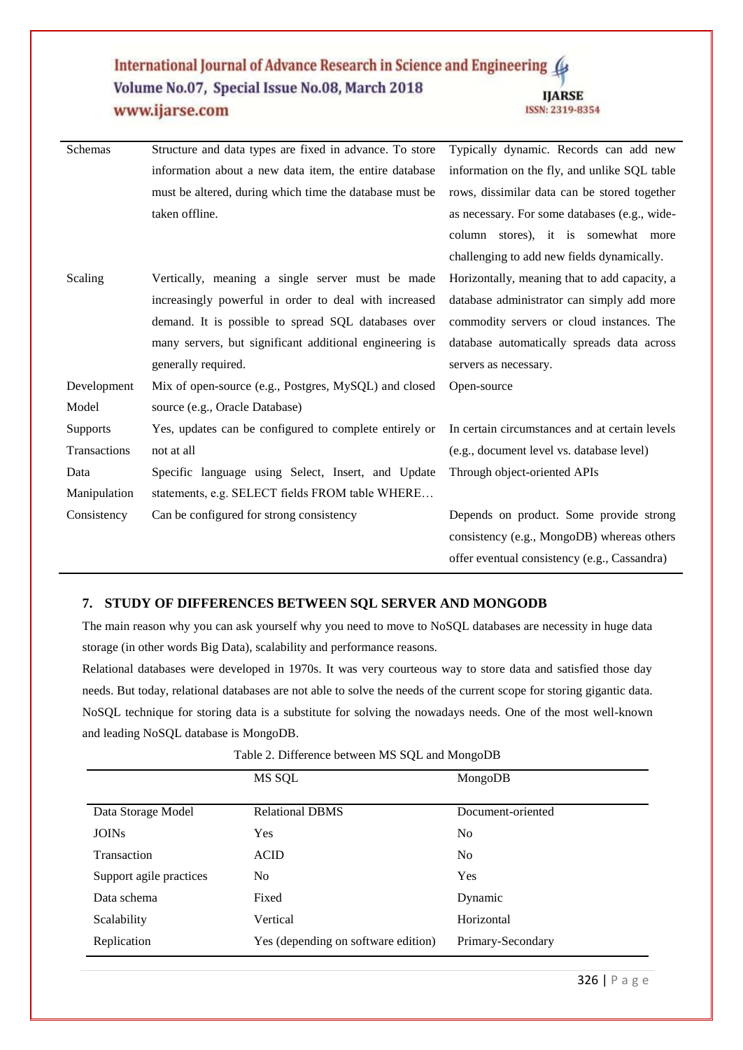| | | |
|---|---|---|
| Schemas | Structure and data types are fixed in advance. To store information about a new data item, the entire database must be altered, during which time the database must be taken offline. | Typically dynamic. Records can add new information on the fly, and unlike SQL table rows, dissimilar data can be stored together as necessary. For some databases (e.g., wide-column stores), it is somewhat more challenging to add new fields dynamically. |
| Scaling | Vertically, meaning a single server must be made increasingly powerful in order to deal with increased demand. It is possible to spread SQL databases over many servers, but significant additional engineering is generally required. | Horizontally, meaning that to add capacity, a database administrator can simply add more commodity servers or cloud instances. The database automatically spreads data across servers as necessary. |
| Development Model | Mix of open-source (e.g., Postgres, MySQL) and closed source (e.g., Oracle Database) | Open-source |
| Supports Transactions | Yes, updates can be configured to complete entirely or not at all | In certain circumstances and at certain levels (e.g., document level vs. database level) |
| Data Manipulation | Specific language using Select, Insert, and Update statements, e.g. SELECT fields FROM table WHERE… | Through object-oriented APIs |
| Consistency | Can be configured for strong consistency | Depends on product. Some provide strong consistency (e.g., MongoDB) whereas others offer eventual consistency (e.g., Cassandra) |

## 7. STUDY OF DIFFERENCES BETWEEN SQL SERVER AND MONGODB

The main reason why you can ask yourself why you need to move to NoSQL databases are necessity in huge data storage (in other words Big Data), scalability and performance reasons.

Relational databases were developed in 1970s. It was very courteous way to store data and satisfied those day needs. But today, relational databases are not able to solve the needs of the current scope for storing gigantic data. NoSQL technique for storing data is a substitute for solving the nowadays needs. One of the most well-known and leading NoSQL database is MongoDB.

Table 2. Difference between MS SQL and MongoDB

| | MS SQL | MongoDB |
|---|---|---|
| Data Storage Model | Relational DBMS | Document-oriented |
| JOINs | Yes | No |
| Transaction | ACID | No |
| Support agile practices | No | Yes |
| Data schema | Fixed | Dynamic |
| Scalability | Vertical | Horizontal |
| Replication | Yes (depending on software edition) | Primary-Secondary |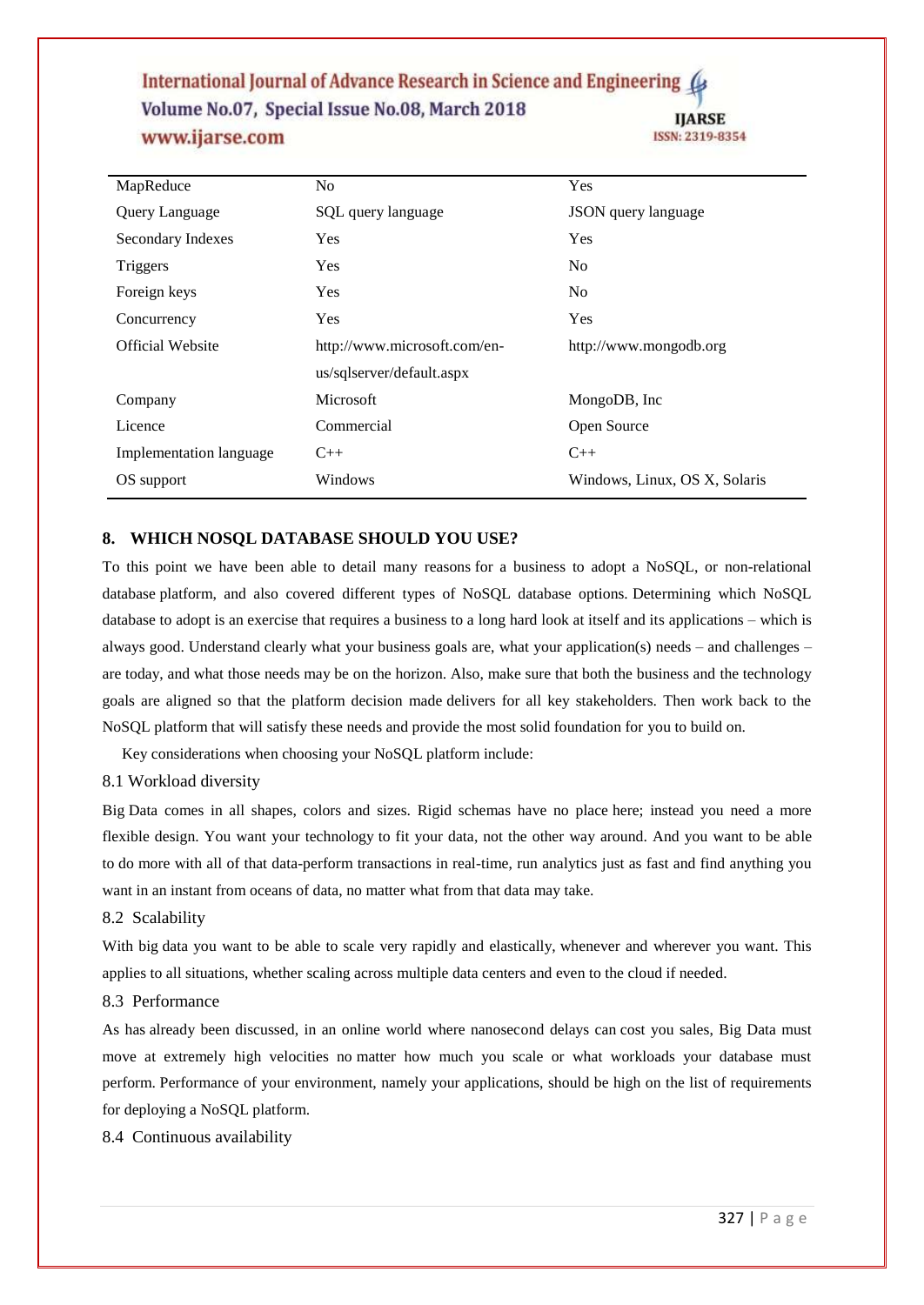| MapReduce | No | Yes |
|---|---|---|
| Query Language | SQL query language | JSON query language |
| Secondary Indexes | Yes | Yes |
| Triggers | Yes | No |
| Foreign keys | Yes | No |
| Concurrency | Yes | Yes |
| Official Website | http://www.microsoft.com/en-us/sqlserver/default.aspx | http://www.mongodb.org |
| Company | Microsoft | MongoDB, Inc |
| Licence | Commercial | Open Source |
| Implementation language | C++ | C++ |
| OS support | Windows | Windows, Linux, OS X, Solaris |

## 8. WHICH NOSQL DATABASE SHOULD YOU USE?

To this point we have been able to detail many reasons for a business to adopt a NoSQL, or non-relational database platform, and also covered different types of NoSQL database options. Determining which NoSQL database to adopt is an exercise that requires a business to a long hard look at itself and its applications – which is always good. Understand clearly what your business goals are, what your application(s) needs – and challenges – are today, and what those needs may be on the horizon. Also, make sure that both the business and the technology goals are aligned so that the platform decision made delivers for all key stakeholders. Then work back to the NoSQL platform that will satisfy these needs and provide the most solid foundation for you to build on.

Key considerations when choosing your NoSQL platform include:

### 8.1 Workload diversity

Big Data comes in all shapes, colors and sizes. Rigid schemas have no place here; instead you need a more flexible design. You want your technology to fit your data, not the other way around. And you want to be able to do more with all of that data-perform transactions in real-time, run analytics just as fast and find anything you want in an instant from oceans of data, no matter what from that data may take.

### 8.2 Scalability

With big data you want to be able to scale very rapidly and elastically, whenever and wherever you want. This applies to all situations, whether scaling across multiple data centers and even to the cloud if needed.

### 8.3 Performance

As has already been discussed, in an online world where nanosecond delays can cost you sales, Big Data must move at extremely high velocities no matter how much you scale or what workloads your database must perform. Performance of your environment, namely your applications, should be high on the list of requirements for deploying a NoSQL platform.

### 8.4 Continuous availability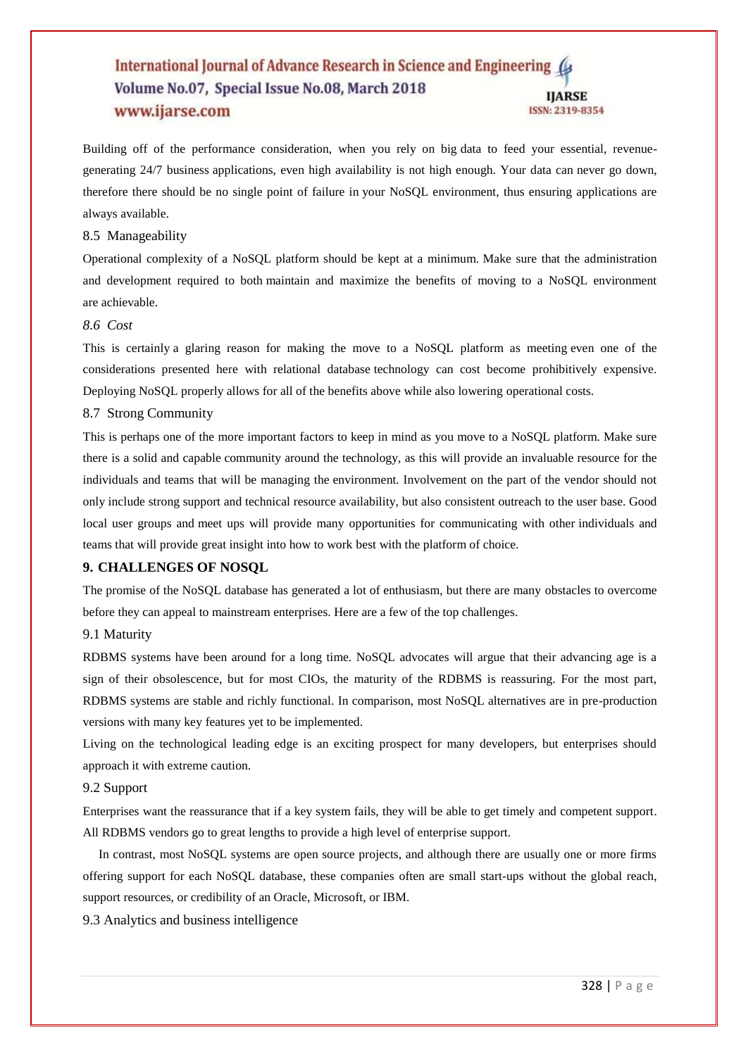Building off of the performance consideration, when you rely on big data to feed your essential, revenue-generating 24/7 business applications, even high availability is not high enough. Your data can never go down, therefore there should be no single point of failure in your NoSQL environment, thus ensuring applications are always available.

### 8.5 Manageability

Operational complexity of a NoSQL platform should be kept at a minimum. Make sure that the administration and development required to both maintain and maximize the benefits of moving to a NoSQL environment are achievable.

### *8.6 Cost*

This is certainly a glaring reason for making the move to a NoSQL platform as meeting even one of the considerations presented here with relational database technology can cost become prohibitively expensive. Deploying NoSQL properly allows for all of the benefits above while also lowering operational costs.

### 8.7 Strong Community

This is perhaps one of the more important factors to keep in mind as you move to a NoSQL platform. Make sure there is a solid and capable community around the technology, as this will provide an invaluable resource for the individuals and teams that will be managing the environment. Involvement on the part of the vendor should not only include strong support and technical resource availability, but also consistent outreach to the user base. Good local user groups and meet ups will provide many opportunities for communicating with other individuals and teams that will provide great insight into how to work best with the platform of choice.

## 9. CHALLENGES OF NOSQL

The promise of the NoSQL database has generated a lot of enthusiasm, but there are many obstacles to overcome before they can appeal to mainstream enterprises. Here are a few of the top challenges.

### 9.1 Maturity

RDBMS systems have been around for a long time. NoSQL advocates will argue that their advancing age is a sign of their obsolescence, but for most CIOs, the maturity of the RDBMS is reassuring. For the most part, RDBMS systems are stable and richly functional. In comparison, most NoSQL alternatives are in pre-production versions with many key features yet to be implemented.

Living on the technological leading edge is an exciting prospect for many developers, but enterprises should approach it with extreme caution.

### 9.2 Support

Enterprises want the reassurance that if a key system fails, they will be able to get timely and competent support. All RDBMS vendors go to great lengths to provide a high level of enterprise support.

In contrast, most NoSQL systems are open source projects, and although there are usually one or more firms offering support for each NoSQL database, these companies often are small start-ups without the global reach, support resources, or credibility of an Oracle, Microsoft, or IBM.

### 9.3 Analytics and business intelligence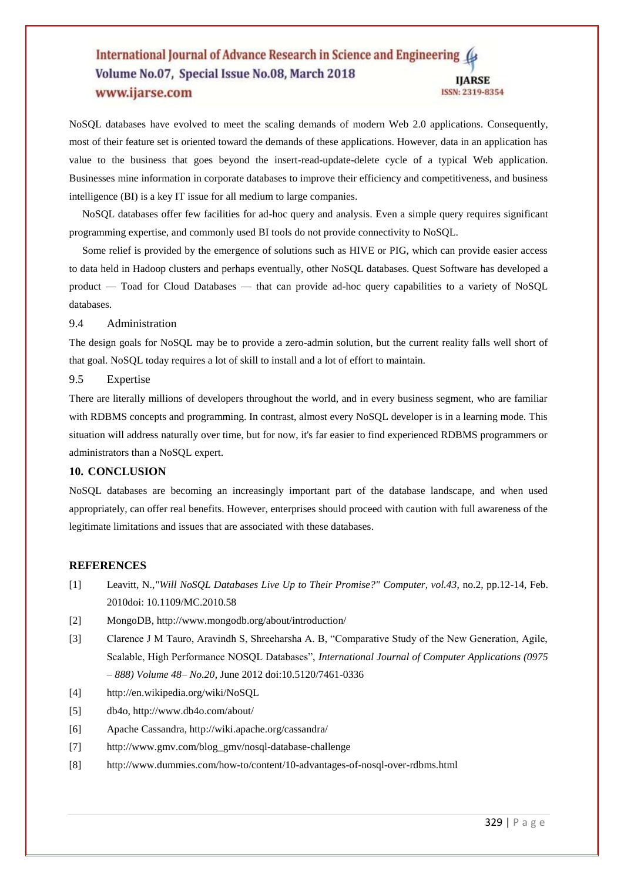NoSQL databases have evolved to meet the scaling demands of modern Web 2.0 applications. Consequently, most of their feature set is oriented toward the demands of these applications. However, data in an application has value to the business that goes beyond the insert-read-update-delete cycle of a typical Web application. Businesses mine information in corporate databases to improve their efficiency and competitiveness, and business intelligence (BI) is a key IT issue for all medium to large companies.

NoSQL databases offer few facilities for ad-hoc query and analysis. Even a simple query requires significant programming expertise, and commonly used BI tools do not provide connectivity to NoSQL.

Some relief is provided by the emergence of solutions such as HIVE or PIG, which can provide easier access to data held in Hadoop clusters and perhaps eventually, other NoSQL databases. Quest Software has developed a product — Toad for Cloud Databases — that can provide ad-hoc query capabilities to a variety of NoSQL databases.

### 9.4 Administration

The design goals for NoSQL may be to provide a zero-admin solution, but the current reality falls well short of that goal. NoSQL today requires a lot of skill to install and a lot of effort to maintain.

### 9.5 Expertise

There are literally millions of developers throughout the world, and in every business segment, who are familiar with RDBMS concepts and programming. In contrast, almost every NoSQL developer is in a learning mode. This situation will address naturally over time, but for now, it's far easier to find experienced RDBMS programmers or administrators than a NoSQL expert.

## 10. CONCLUSION

NoSQL databases are becoming an increasingly important part of the database landscape, and when used appropriately, can offer real benefits. However, enterprises should proceed with caution with full awareness of the legitimate limitations and issues that are associated with these databases.

## REFERENCES

[1] Leavitt, N.,*"Will NoSQL Databases Live Up to Their Promise?" Computer, vol.43*, no.2, pp.12-14, Feb. 2010doi: 10.1109/MC.2010.58

[2] MongoDB, http://www.mongodb.org/about/introduction/

[3] Clarence J M Tauro, Aravindh S, Shreeharsha A. B, "Comparative Study of the New Generation, Agile, Scalable, High Performance NOSQL Databases", *International Journal of Computer Applications (0975 – 888) Volume 48– No.20*, June 2012 doi:10.5120/7461-0336

[4] http://en.wikipedia.org/wiki/NoSQL

[5] db4o, http://www.db4o.com/about/

[6] Apache Cassandra, http://wiki.apache.org/cassandra/

[7] http://www.gmv.com/blog_gmv/nosql-database-challenge

[8] http://www.dummies.com/how-to/content/10-advantages-of-nosql-over-rdbms.html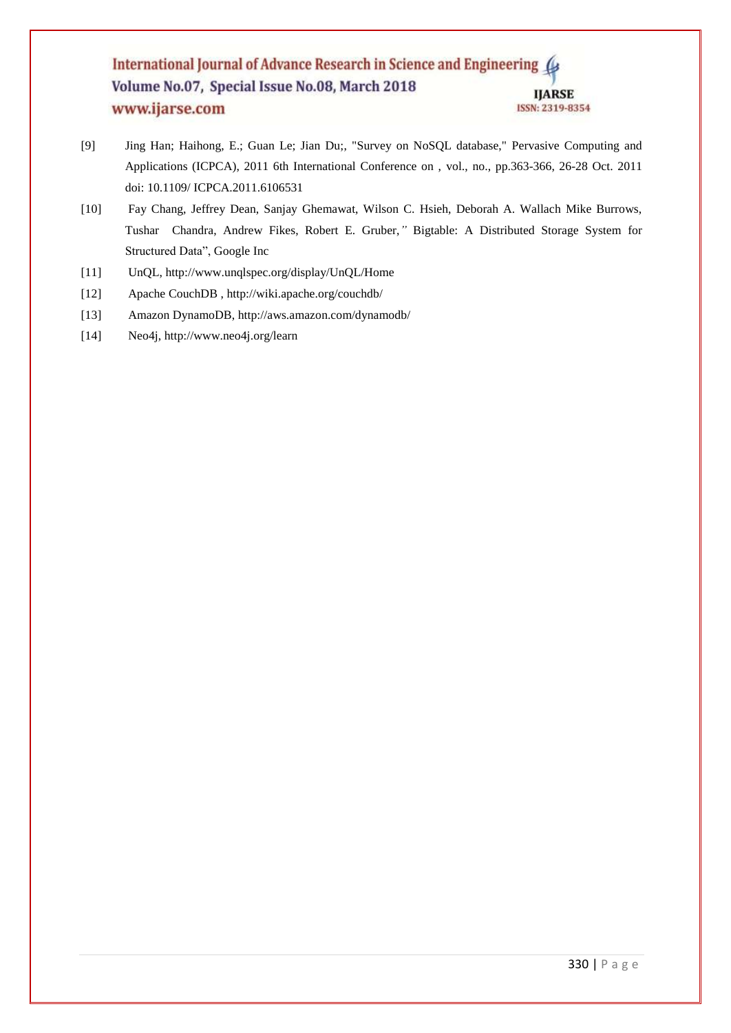[9] Jing Han; Haihong, E.; Guan Le; Jian Du;, "Survey on NoSQL database," Pervasive Computing and Applications (ICPCA), 2011 6th International Conference on , vol., no., pp.363-366, 26-28 Oct. 2011 doi: 10.1109/ ICPCA.2011.6106531

[10] Fay Chang, Jeffrey Dean, Sanjay Ghemawat, Wilson C. Hsieh, Deborah A. Wallach Mike Burrows, Tushar Chandra, Andrew Fikes, Robert E. Gruber," Bigtable: A Distributed Storage System for Structured Data", Google Inc

[11] UnQL, http://www.unqlspec.org/display/UnQL/Home

[12] Apache CouchDB , http://wiki.apache.org/couchdb/

[13] Amazon DynamoDB, http://aws.amazon.com/dynamodb/

[14] Neo4j, http://www.neo4j.org/learn